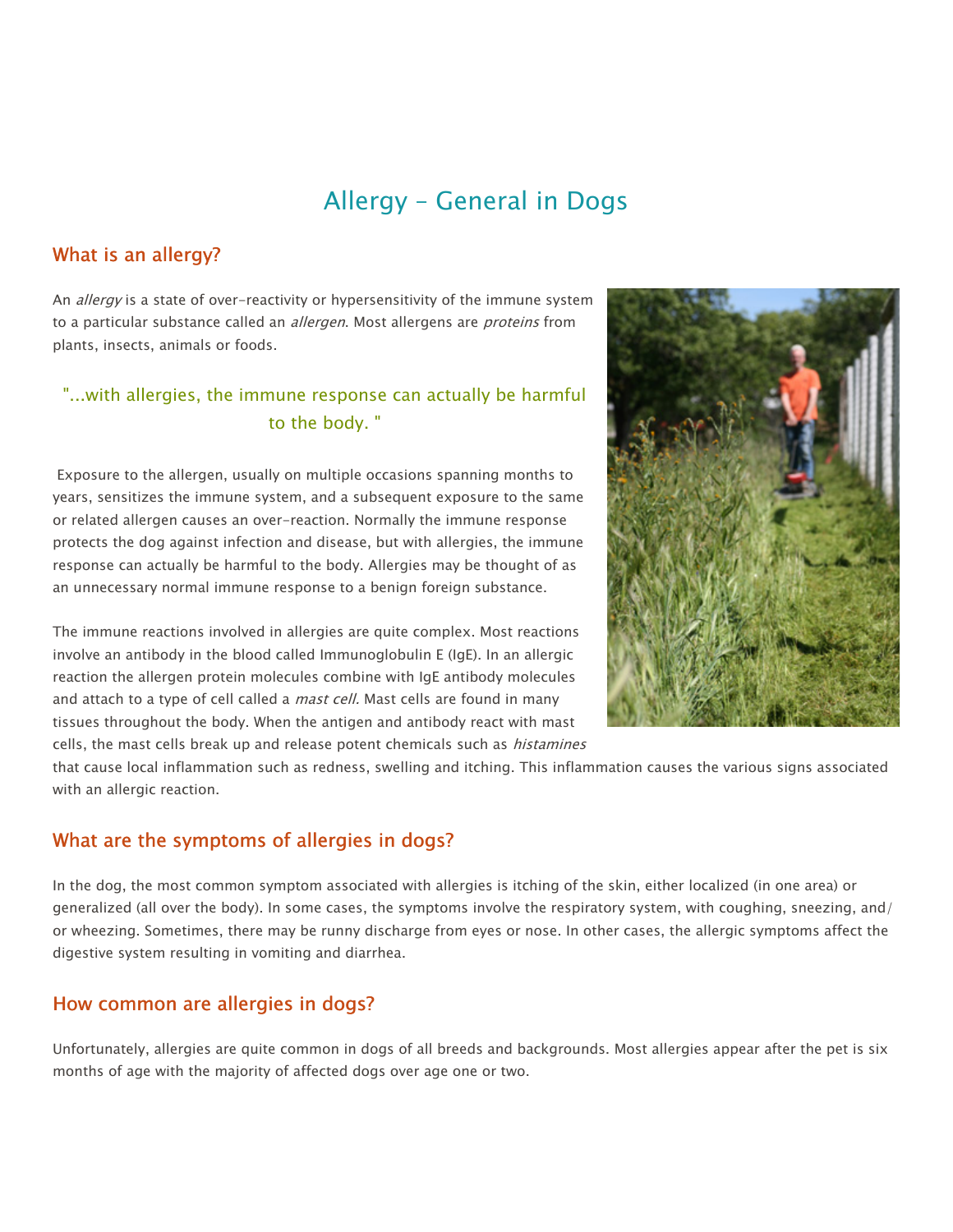# Allergy - General in Dogs

## What is an allergy?

An *allergy* is a state of over-reactivity or hypersensitivity of the immune system to a particular substance called an *allergen*. Most allergens are *proteins* from plants, insects, animals or foods.

> "...with allergies, the immune response can actually be harmful to the body. "

Exposure to the allergen, usually on multiple occasions spanning months to years, sensitizes the immune system, and a subsequent exposure to the same or related allergen causes an over-reaction. Normally the immune response protects the dog against infection and disease, but with allergies, the immune response can actually be harmful to the body. Allergies may be thought of as an unnecessary normal immune response to a benign foreign substance.

The immune reactions involved in allergies are quite complex. Most reactions involve an antibody in the blood called Immunoglobulin E (IgE). In an allergic reaction the allergen protein molecules combine with IgE antibody molecules and attach to a type of cell called a *mast cell.* Mast cells are found in many tissues throughout the body. When the antigen and antibody react with mast cells, the mast cells break up and release potent chemicals such as *histamines* that cause local inflammation such as redness, swelling and itching. This inflammation causes the various signs associated with an allergic reaction.

## What are the symptoms of allergies in dogs?

In the dog, the most common symptom associated with allergies is itching of the skin, either localized (in one area) or generalized (all over the body). In some cases, the symptoms involve the respiratory system, with coughing, sneezing, and/or wheezing. Sometimes, there may be runny discharge from eyes or nose. In other cases, the allergic symptoms affect the digestive system resulting in vomiting and diarrhea.

## How common are allergies in dogs?

Unfortunately, allergies are quite common in dogs of all breeds and backgrounds. Most allergies appear after the pet is six months of age with the majority of affected dogs over age one or two.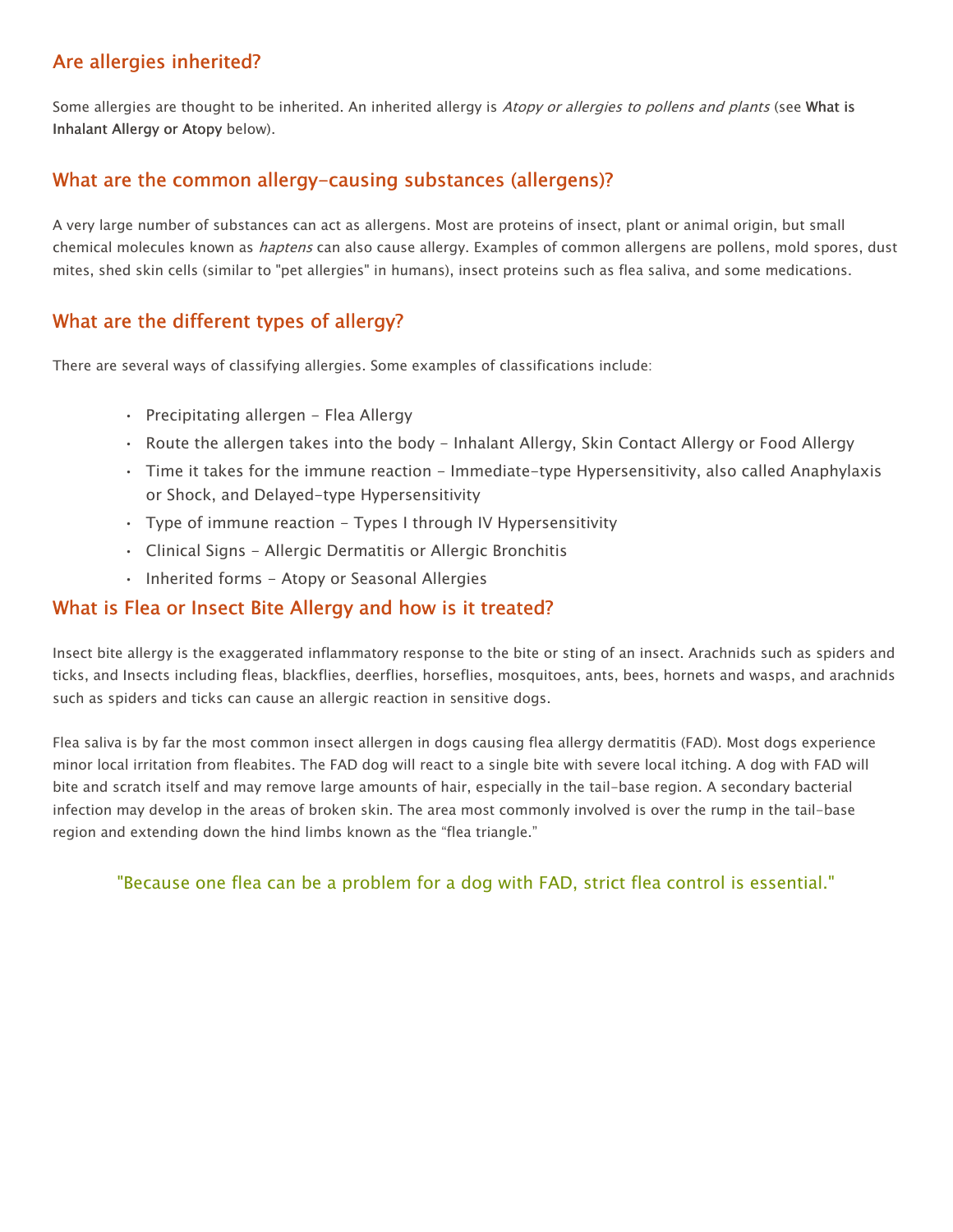## Are allergies inherited?

Some allergies are thought to be inherited. An inherited allergy is *Atopy or allergies to pollens and plants* (see **What is Inhalant Allergy or Atopy** below).

## What are the common allergy-causing substances (allergens)?

A very large number of substances can act as allergens. Most are proteins of insect, plant or animal origin, but small chemical molecules known as *haptens* can also cause allergy. Examples of common allergens are pollens, mold spores, dust mites, shed skin cells (similar to "pet allergies" in humans), insect proteins such as flea saliva, and some medications.

## What are the different types of allergy?

There are several ways of classifying allergies. Some examples of classifications include:

- Precipitating allergen - Flea Allergy
- Route the allergen takes into the body - Inhalant Allergy, Skin Contact Allergy or Food Allergy
- Time it takes for the immune reaction - Immediate-type Hypersensitivity, also called Anaphylaxis or Shock, and Delayed-type Hypersensitivity
- Type of immune reaction - Types I through IV Hypersensitivity
- Clinical Signs - Allergic Dermatitis or Allergic Bronchitis
- Inherited forms - Atopy or Seasonal Allergies

## What is Flea or Insect Bite Allergy and how is it treated?

Insect bite allergy is the exaggerated inflammatory response to the bite or sting of an insect. Arachnids such as spiders and ticks, and Insects including fleas, blackflies, deerflies, horseflies, mosquitoes, ants, bees, hornets and wasps, and arachnids such as spiders and ticks can cause an allergic reaction in sensitive dogs.

Flea saliva is by far the most common insect allergen in dogs causing flea allergy dermatitis (FAD). Most dogs experience minor local irritation from fleabites. The FAD dog will react to a single bite with severe local itching. A dog with FAD will bite and scratch itself and may remove large amounts of hair, especially in the tail-base region. A secondary bacterial infection may develop in the areas of broken skin. The area most commonly involved is over the rump in the tail-base region and extending down the hind limbs known as the “flea triangle.”

> "Because one flea can be a problem for a dog with FAD, strict flea control is essential."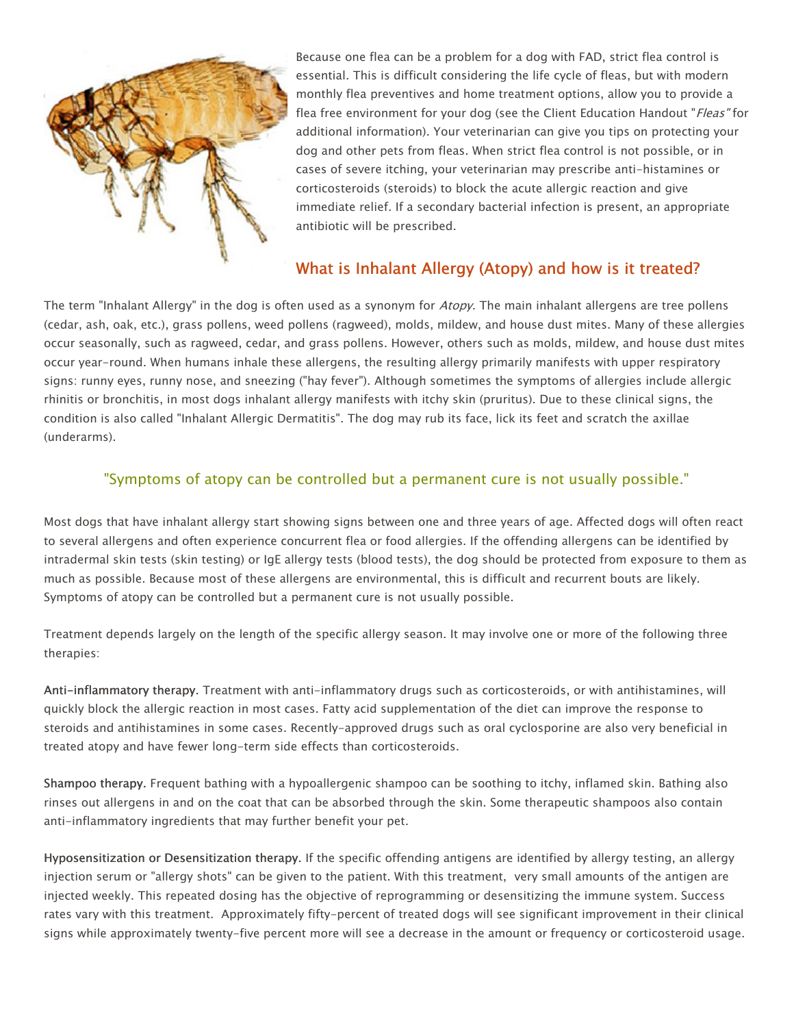Because one flea can be a problem for a dog with FAD, strict flea control is essential. This is difficult considering the life cycle of fleas, but with modern monthly flea preventives and home treatment options, allow you to provide a flea free environment for your dog (see the Client Education Handout "*Fleas*" for additional information). Your veterinarian can give you tips on protecting your dog and other pets from fleas. When strict flea control is not possible, or in cases of severe itching, your veterinarian may prescribe anti-histamines or corticosteroids (steroids) to block the acute allergic reaction and give immediate relief. If a secondary bacterial infection is present, an appropriate antibiotic will be prescribed.

## What is Inhalant Allergy (Atopy) and how is it treated?

The term "Inhalant Allergy" in the dog is often used as a synonym for *Atopy*. The main inhalant allergens are tree pollens (cedar, ash, oak, etc.), grass pollens, weed pollens (ragweed), molds, mildew, and house dust mites. Many of these allergies occur seasonally, such as ragweed, cedar, and grass pollens. However, others such as molds, mildew, and house dust mites occur year-round. When humans inhale these allergens, the resulting allergy primarily manifests with upper respiratory signs: runny eyes, runny nose, and sneezing ("hay fever"). Although sometimes the symptoms of allergies include allergic rhinitis or bronchitis, in most dogs inhalant allergy manifests with itchy skin (pruritus). Due to these clinical signs, the condition is also called "Inhalant Allergic Dermatitis". The dog may rub its face, lick its feet and scratch the axillae (underarms).

> "Symptoms of atopy can be controlled but a permanent cure is not usually possible."

Most dogs that have inhalant allergy start showing signs between one and three years of age. Affected dogs will often react to several allergens and often experience concurrent flea or food allergies. If the offending allergens can be identified by intradermal skin tests (skin testing) or IgE allergy tests (blood tests), the dog should be protected from exposure to them as much as possible. Because most of these allergens are environmental, this is difficult and recurrent bouts are likely. Symptoms of atopy can be controlled but a permanent cure is not usually possible.

Treatment depends largely on the length of the specific allergy season. It may involve one or more of the following three therapies:

**Anti-inflammatory therapy.** Treatment with anti-inflammatory drugs such as corticosteroids, or with antihistamines, will quickly block the allergic reaction in most cases. Fatty acid supplementation of the diet can improve the response to steroids and antihistamines in some cases. Recently-approved drugs such as oral cyclosporine are also very beneficial in treated atopy and have fewer long-term side effects than corticosteroids.

**Shampoo therapy.** Frequent bathing with a hypoallergenic shampoo can be soothing to itchy, inflamed skin. Bathing also rinses out allergens in and on the coat that can be absorbed through the skin. Some therapeutic shampoos also contain anti-inflammatory ingredients that may further benefit your pet.

**Hyposensitization or Desensitization therapy.** If the specific offending antigens are identified by allergy testing, an allergy injection serum or "allergy shots" can be given to the patient. With this treatment, very small amounts of the antigen are injected weekly. This repeated dosing has the objective of reprogramming or desensitizing the immune system. Success rates vary with this treatment. Approximately fifty-percent of treated dogs will see significant improvement in their clinical signs while approximately twenty-five percent more will see a decrease in the amount or frequency or corticosteroid usage.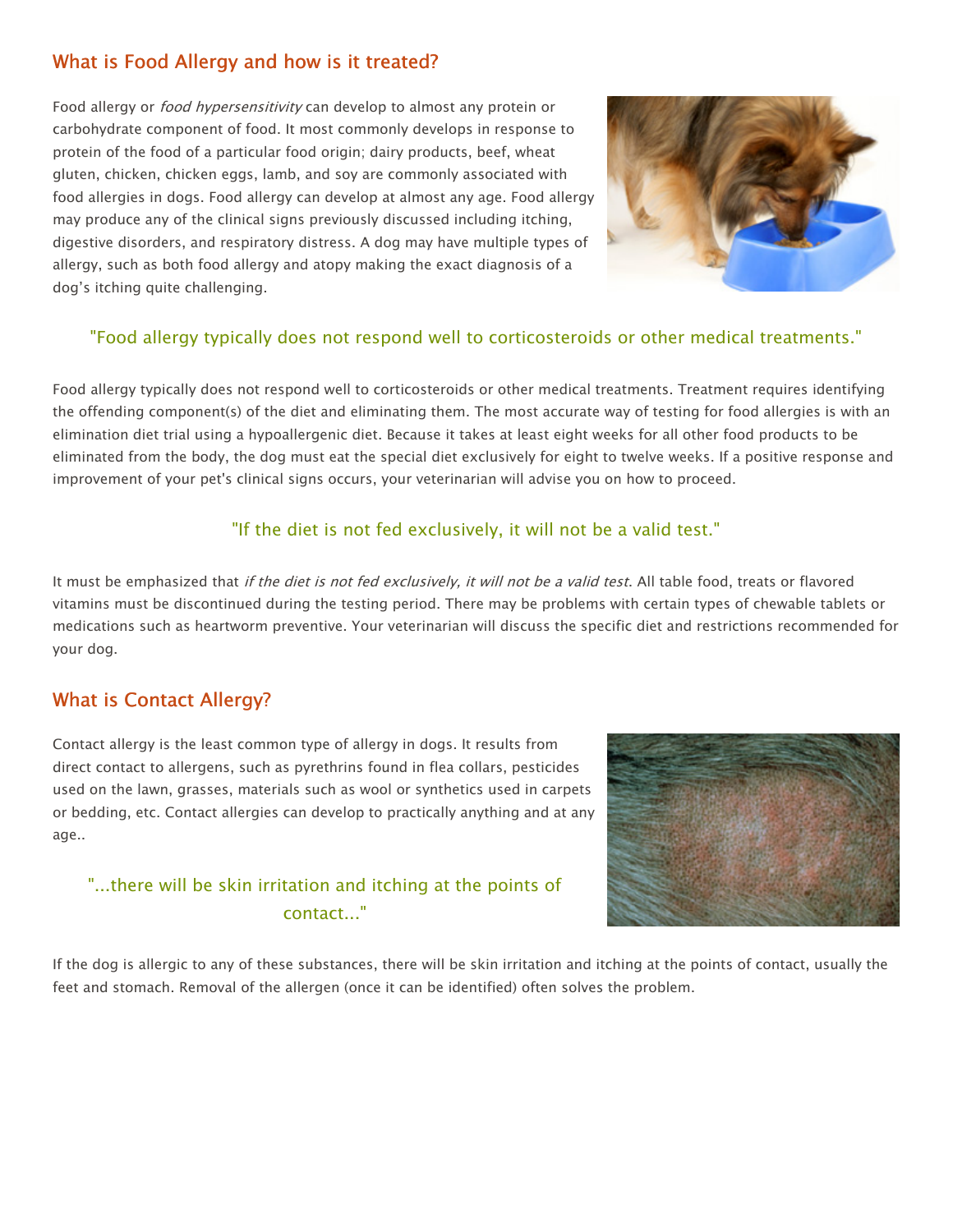## What is Food Allergy and how is it treated?

Food allergy or *food hypersensitivity* can develop to almost any protein or carbohydrate component of food. It most commonly develops in response to protein of the food of a particular food origin; dairy products, beef, wheat gluten, chicken, chicken eggs, lamb, and soy are commonly associated with food allergies in dogs. Food allergy can develop at almost any age. Food allergy may produce any of the clinical signs previously discussed including itching, digestive disorders, and respiratory distress. A dog may have multiple types of allergy, such as both food allergy and atopy making the exact diagnosis of a dog's itching quite challenging.

"Food allergy typically does not respond well to corticosteroids or other medical treatments."

Food allergy typically does not respond well to corticosteroids or other medical treatments. Treatment requires identifying the offending component(s) of the diet and eliminating them. The most accurate way of testing for food allergies is with an elimination diet trial using a hypoallergenic diet. Because it takes at least eight weeks for all other food products to be eliminated from the body, the dog must eat the special diet exclusively for eight to twelve weeks. If a positive response and improvement of your pet's clinical signs occurs, your veterinarian will advise you on how to proceed.

"If the diet is not fed exclusively, it will not be a valid test."

It must be emphasized that *if the diet is not fed exclusively, it will not be a valid test*. All table food, treats or flavored vitamins must be discontinued during the testing period. There may be problems with certain types of chewable tablets or medications such as heartworm preventive. Your veterinarian will discuss the specific diet and restrictions recommended for your dog.

## What is Contact Allergy?

Contact allergy is the least common type of allergy in dogs. It results from direct contact to allergens, such as pyrethrins found in flea collars, pesticides used on the lawn, grasses, materials such as wool or synthetics used in carpets or bedding, etc. Contact allergies can develop to practically anything and at any age..

"...there will be skin irritation and itching at the points of contact..."

If the dog is allergic to any of these substances, there will be skin irritation and itching at the points of contact, usually the feet and stomach. Removal of the allergen (once it can be identified) often solves the problem.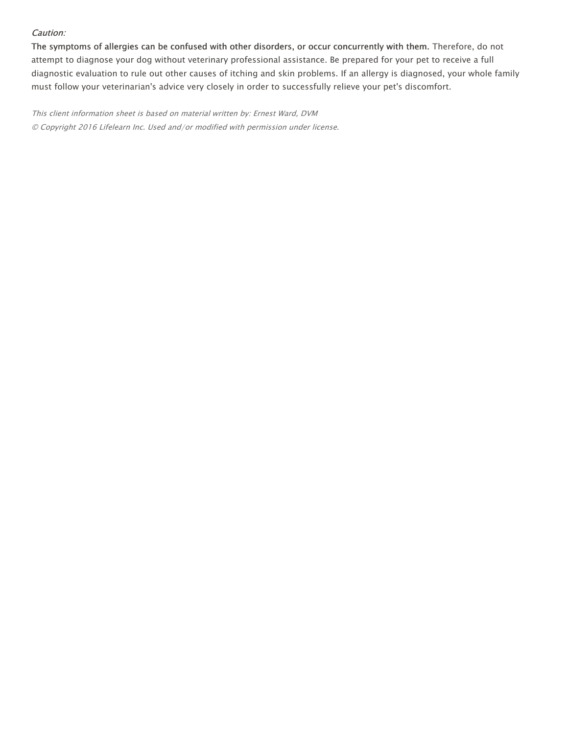*Caution:*

**The symptoms of allergies can be confused with other disorders, or occur concurrently with them.** Therefore, do not attempt to diagnose your dog without veterinary professional assistance. Be prepared for your pet to receive a full diagnostic evaluation to rule out other causes of itching and skin problems. If an allergy is diagnosed, your whole family must follow your veterinarian's advice very closely in order to successfully relieve your pet's discomfort.

*This client information sheet is based on material written by: Ernest Ward, DVM*

*© Copyright 2016 Lifelearn Inc. Used and/or modified with permission under license.*